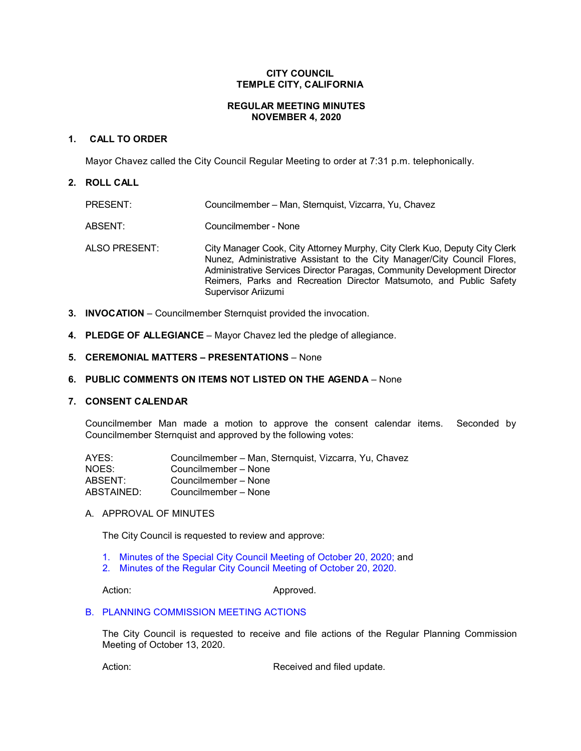# CITY COUNCIL
# TEMPLE CITY, CALIFORNIA

## REGULAR MEETING MINUTES
## NOVEMBER 4, 2020

**1. CALL TO ORDER**

Mayor Chavez called the City Council Regular Meeting to order at 7:31 p.m. telephonically.

**2. ROLL CALL**

| | |
|---|---|
| PRESENT: | Councilmember – Man, Sternquist, Vizcarra, Yu, Chavez |
| ABSENT: | Councilmember - None |
| ALSO PRESENT: | City Manager Cook, City Attorney Murphy, City Clerk Kuo, Deputy City Clerk Nunez, Administrative Assistant to the City Manager/City Council Flores, Administrative Services Director Paragas, Community Development Director Reimers, Parks and Recreation Director Matsumoto, and Public Safety Supervisor Ariizumi |

**3. INVOCATION** – Councilmember Sternquist provided the invocation.

**4. PLEDGE OF ALLEGIANCE** – Mayor Chavez led the pledge of allegiance.

**5. CEREMONIAL MATTERS – PRESENTATIONS** – None

**6. PUBLIC COMMENTS ON ITEMS NOT LISTED ON THE AGENDA** – None

**7. CONSENT CALENDAR**

Councilmember Man made a motion to approve the consent calendar items. Seconded by Councilmember Sternquist and approved by the following votes:

| | |
|---|---|
| AYES: | Councilmember – Man, Sternquist, Vizcarra, Yu, Chavez |
| NOES: | Councilmember – None |
| ABSENT: | Councilmember – None |
| ABSTAINED: | Councilmember – None |

A. APPROVAL OF MINUTES

The City Council is requested to review and approve:

1. Minutes of the Special City Council Meeting of October 20, 2020; and
2. Minutes of the Regular City Council Meeting of October 20, 2020.

Action: Approved.

B. PLANNING COMMISSION MEETING ACTIONS

The City Council is requested to receive and file actions of the Regular Planning Commission Meeting of October 13, 2020.

Action: Received and filed update.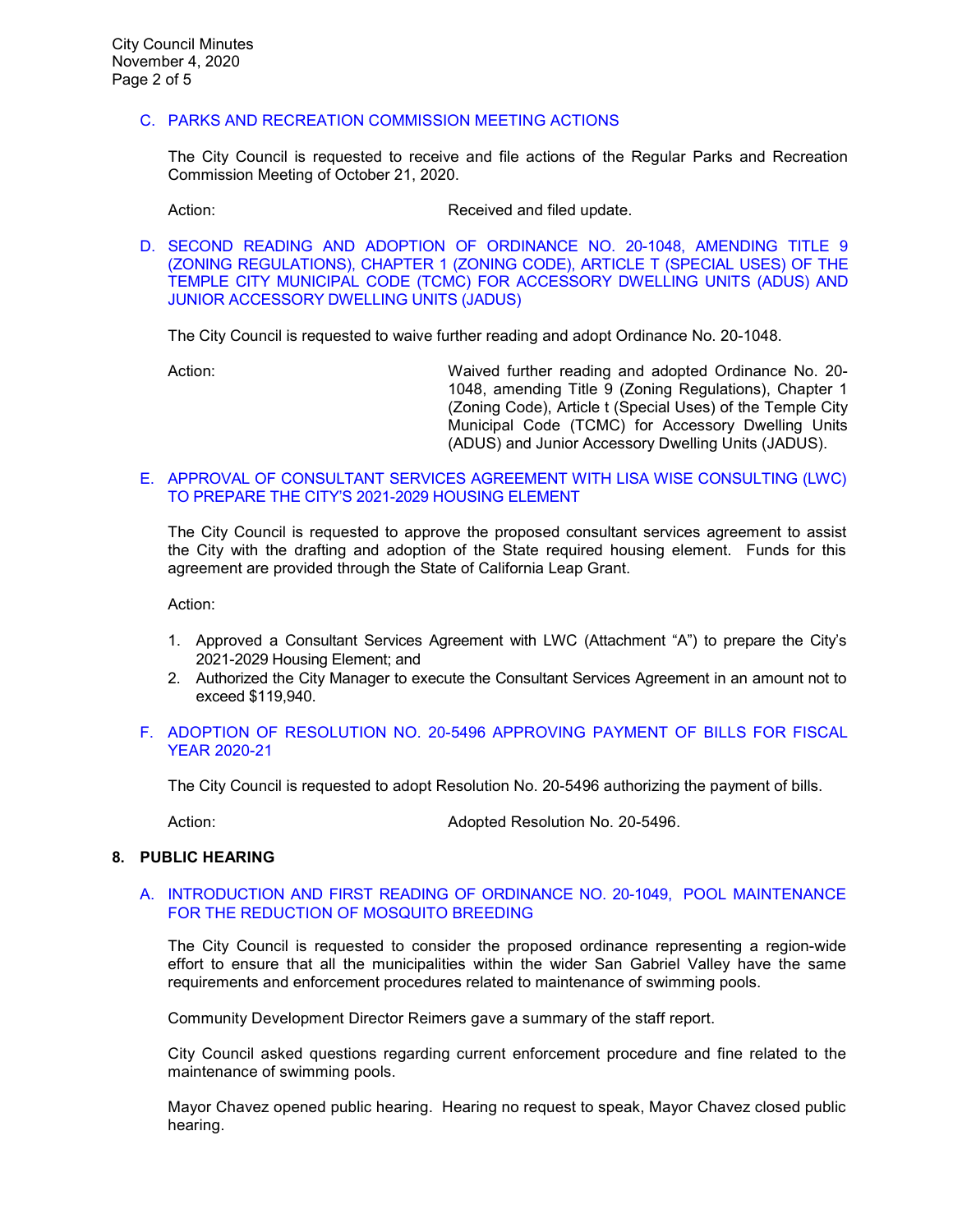C. PARKS AND RECREATION COMMISSION MEETING ACTIONS

The City Council is requested to receive and file actions of the Regular Parks and Recreation Commission Meeting of October 21, 2020.

Action: Received and filed update.

D. SECOND READING AND ADOPTION OF ORDINANCE NO. 20-1048, AMENDING TITLE 9 (ZONING REGULATIONS), CHAPTER 1 (ZONING CODE), ARTICLE T (SPECIAL USES) OF THE TEMPLE CITY MUNICIPAL CODE (TCMC) FOR ACCESSORY DWELLING UNITS (ADUS) AND JUNIOR ACCESSORY DWELLING UNITS (JADUS)

The City Council is requested to waive further reading and adopt Ordinance No. 20-1048.

Action: Waived further reading and adopted Ordinance No. 20-1048, amending Title 9 (Zoning Regulations), Chapter 1 (Zoning Code), Article t (Special Uses) of the Temple City Municipal Code (TCMC) for Accessory Dwelling Units (ADUS) and Junior Accessory Dwelling Units (JADUS).

E. APPROVAL OF CONSULTANT SERVICES AGREEMENT WITH LISA WISE CONSULTING (LWC) TO PREPARE THE CITY'S 2021-2029 HOUSING ELEMENT

The City Council is requested to approve the proposed consultant services agreement to assist the City with the drafting and adoption of the State required housing element. Funds for this agreement are provided through the State of California Leap Grant.

Action:

1. Approved a Consultant Services Agreement with LWC (Attachment "A") to prepare the City's 2021-2029 Housing Element; and
2. Authorized the City Manager to execute the Consultant Services Agreement in an amount not to exceed $119,940.

F. ADOPTION OF RESOLUTION NO. 20-5496 APPROVING PAYMENT OF BILLS FOR FISCAL YEAR 2020-21

The City Council is requested to adopt Resolution No. 20-5496 authorizing the payment of bills.

Action: Adopted Resolution No. 20-5496.

## 8. PUBLIC HEARING

A. INTRODUCTION AND FIRST READING OF ORDINANCE NO. 20-1049, POOL MAINTENANCE FOR THE REDUCTION OF MOSQUITO BREEDING

The City Council is requested to consider the proposed ordinance representing a region-wide effort to ensure that all the municipalities within the wider San Gabriel Valley have the same requirements and enforcement procedures related to maintenance of swimming pools.

Community Development Director Reimers gave a summary of the staff report.

City Council asked questions regarding current enforcement procedure and fine related to the maintenance of swimming pools.

Mayor Chavez opened public hearing. Hearing no request to speak, Mayor Chavez closed public hearing.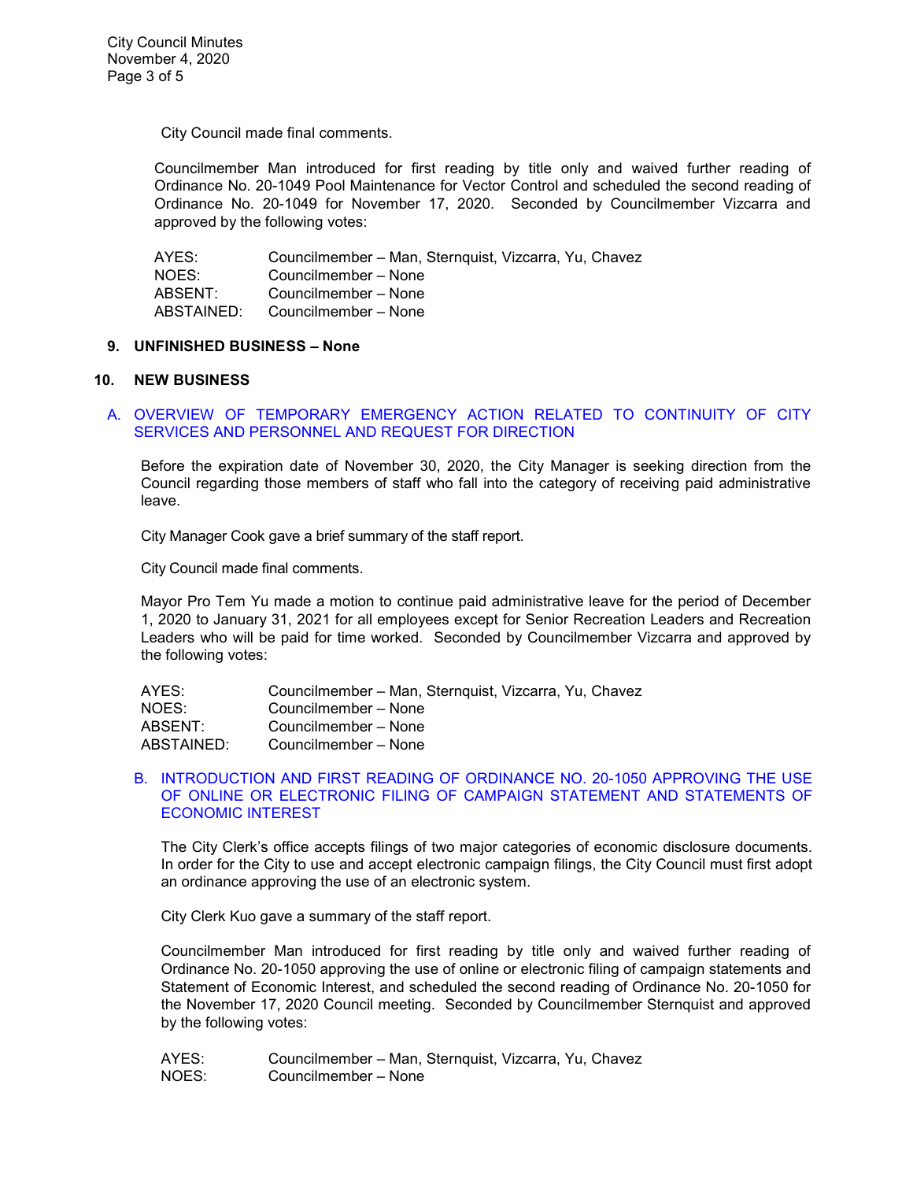City Council made final comments.

Councilmember Man introduced for first reading by title only and waived further reading of Ordinance No. 20-1049 Pool Maintenance for Vector Control and scheduled the second reading of Ordinance No. 20-1049 for November 17, 2020. Seconded by Councilmember Vizcarra and approved by the following votes:

| | |
|---|---|
| AYES: | Councilmember – Man, Sternquist, Vizcarra, Yu, Chavez |
| NOES: | Councilmember – None |
| ABSENT: | Councilmember – None |
| ABSTAINED: | Councilmember – None |

## 9. UNFINISHED BUSINESS – None

## 10. NEW BUSINESS

### A. OVERVIEW OF TEMPORARY EMERGENCY ACTION RELATED TO CONTINUITY OF CITY SERVICES AND PERSONNEL AND REQUEST FOR DIRECTION

Before the expiration date of November 30, 2020, the City Manager is seeking direction from the Council regarding those members of staff who fall into the category of receiving paid administrative leave.

City Manager Cook gave a brief summary of the staff report.

City Council made final comments.

Mayor Pro Tem Yu made a motion to continue paid administrative leave for the period of December 1, 2020 to January 31, 2021 for all employees except for Senior Recreation Leaders and Recreation Leaders who will be paid for time worked. Seconded by Councilmember Vizcarra and approved by the following votes:

| | |
|---|---|
| AYES: | Councilmember – Man, Sternquist, Vizcarra, Yu, Chavez |
| NOES: | Councilmember – None |
| ABSENT: | Councilmember – None |
| ABSTAINED: | Councilmember – None |

### B. INTRODUCTION AND FIRST READING OF ORDINANCE NO. 20-1050 APPROVING THE USE OF ONLINE OR ELECTRONIC FILING OF CAMPAIGN STATEMENT AND STATEMENTS OF ECONOMIC INTEREST

The City Clerk's office accepts filings of two major categories of economic disclosure documents. In order for the City to use and accept electronic campaign filings, the City Council must first adopt an ordinance approving the use of an electronic system.

City Clerk Kuo gave a summary of the staff report.

Councilmember Man introduced for first reading by title only and waived further reading of Ordinance No. 20-1050 approving the use of online or electronic filing of campaign statements and Statement of Economic Interest, and scheduled the second reading of Ordinance No. 20-1050 for the November 17, 2020 Council meeting. Seconded by Councilmember Sternquist and approved by the following votes:

| | |
|---|---|
| AYES: | Councilmember – Man, Sternquist, Vizcarra, Yu, Chavez |
| NOES: | Councilmember – None |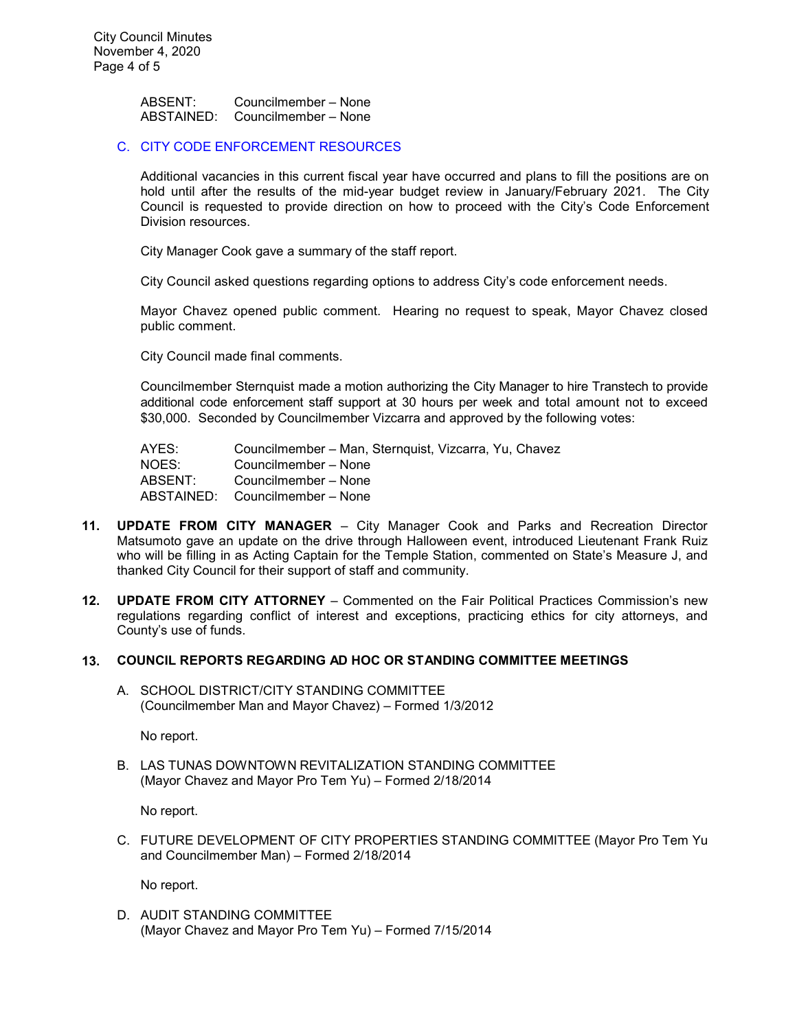ABSENT: Councilmember – None
ABSTAINED: Councilmember – None

C. CITY CODE ENFORCEMENT RESOURCES

Additional vacancies in this current fiscal year have occurred and plans to fill the positions are on hold until after the results of the mid-year budget review in January/February 2021. The City Council is requested to provide direction on how to proceed with the City's Code Enforcement Division resources.

City Manager Cook gave a summary of the staff report.

City Council asked questions regarding options to address City's code enforcement needs.

Mayor Chavez opened public comment. Hearing no request to speak, Mayor Chavez closed public comment.

City Council made final comments.

Councilmember Sternquist made a motion authorizing the City Manager to hire Transtech to provide additional code enforcement staff support at 30 hours per week and total amount not to exceed $30,000. Seconded by Councilmember Vizcarra and approved by the following votes:

AYES: Councilmember – Man, Sternquist, Vizcarra, Yu, Chavez
NOES: Councilmember – None
ABSENT: Councilmember – None
ABSTAINED: Councilmember – None

**11. UPDATE FROM CITY MANAGER** – City Manager Cook and Parks and Recreation Director Matsumoto gave an update on the drive through Halloween event, introduced Lieutenant Frank Ruiz who will be filling in as Acting Captain for the Temple Station, commented on State's Measure J, and thanked City Council for their support of staff and community.

**12. UPDATE FROM CITY ATTORNEY** – Commented on the Fair Political Practices Commission's new regulations regarding conflict of interest and exceptions, practicing ethics for city attorneys, and County's use of funds.

**13. COUNCIL REPORTS REGARDING AD HOC OR STANDING COMMITTEE MEETINGS**

A. SCHOOL DISTRICT/CITY STANDING COMMITTEE (Councilmember Man and Mayor Chavez) – Formed 1/3/2012

No report.

B. LAS TUNAS DOWNTOWN REVITALIZATION STANDING COMMITTEE (Mayor Chavez and Mayor Pro Tem Yu) – Formed 2/18/2014

No report.

C. FUTURE DEVELOPMENT OF CITY PROPERTIES STANDING COMMITTEE (Mayor Pro Tem Yu and Councilmember Man) – Formed 2/18/2014

No report.

D. AUDIT STANDING COMMITTEE (Mayor Chavez and Mayor Pro Tem Yu) – Formed 7/15/2014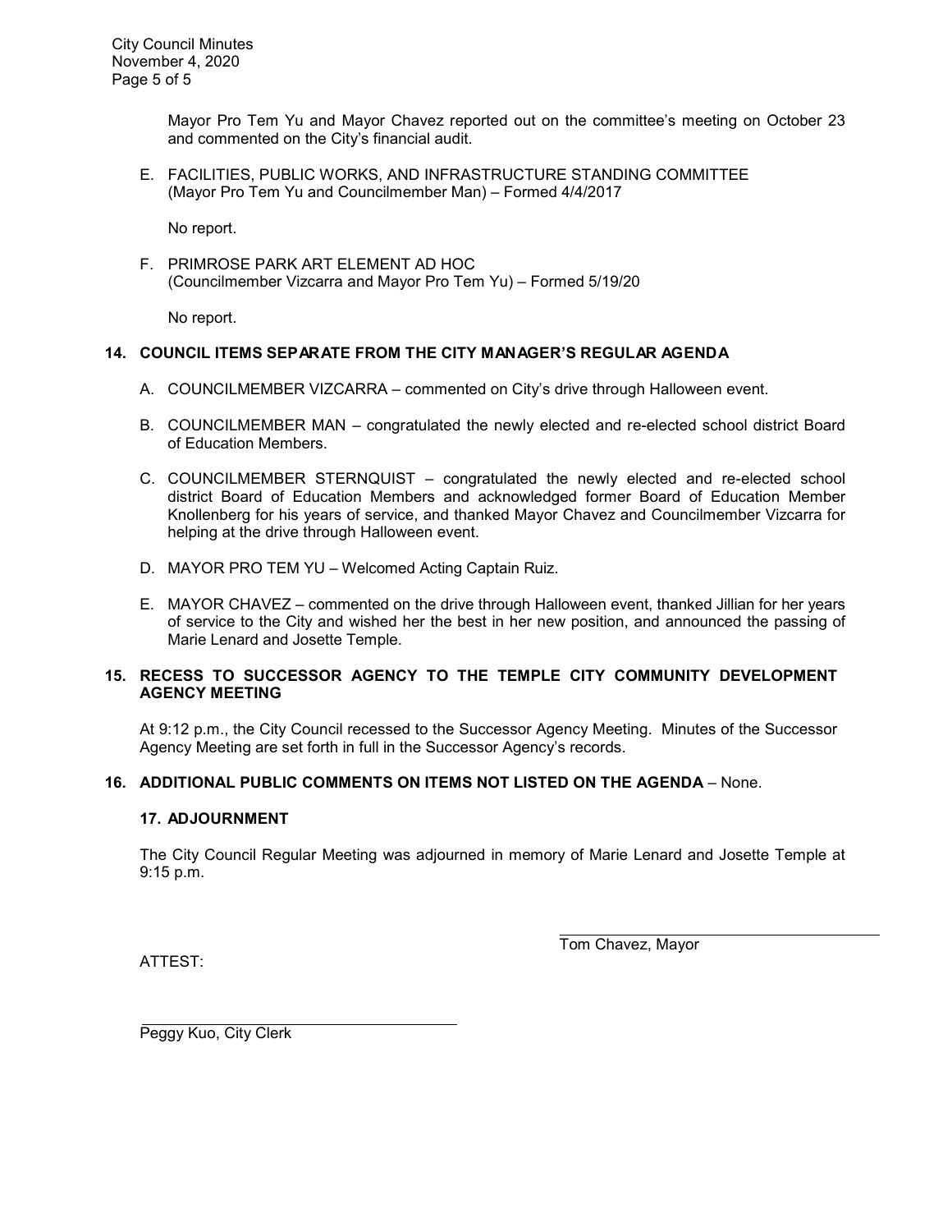Mayor Pro Tem Yu and Mayor Chavez reported out on the committee's meeting on October 23 and commented on the City's financial audit.

E. FACILITIES, PUBLIC WORKS, AND INFRASTRUCTURE STANDING COMMITTEE (Mayor Pro Tem Yu and Councilmember Man) – Formed 4/4/2017

No report.

F. PRIMROSE PARK ART ELEMENT AD HOC (Councilmember Vizcarra and Mayor Pro Tem Yu) – Formed 5/19/20

No report.

### 14. COUNCIL ITEMS SEPARATE FROM THE CITY MANAGER'S REGULAR AGENDA

A. COUNCILMEMBER VIZCARRA – commented on City's drive through Halloween event.

B. COUNCILMEMBER MAN – congratulated the newly elected and re-elected school district Board of Education Members.

C. COUNCILMEMBER STERNQUIST – congratulated the newly elected and re-elected school district Board of Education Members and acknowledged former Board of Education Member Knollenberg for his years of service, and thanked Mayor Chavez and Councilmember Vizcarra for helping at the drive through Halloween event.

D. MAYOR PRO TEM YU – Welcomed Acting Captain Ruiz.

E. MAYOR CHAVEZ – commented on the drive through Halloween event, thanked Jillian for her years of service to the City and wished her the best in her new position, and announced the passing of Marie Lenard and Josette Temple.

### 15. RECESS TO SUCCESSOR AGENCY TO THE TEMPLE CITY COMMUNITY DEVELOPMENT AGENCY MEETING

At 9:12 p.m., the City Council recessed to the Successor Agency Meeting. Minutes of the Successor Agency Meeting are set forth in full in the Successor Agency's records.

### 16. ADDITIONAL PUBLIC COMMENTS ON ITEMS NOT LISTED ON THE AGENDA – None.

### 17. ADJOURNMENT

The City Council Regular Meeting was adjourned in memory of Marie Lenard and Josette Temple at 9:15 p.m.

Tom Chavez, Mayor

ATTEST:

Peggy Kuo, City Clerk